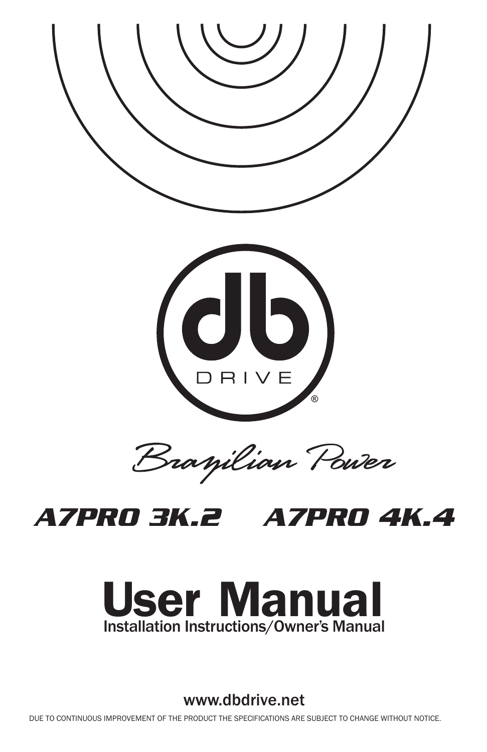DB DRIVE®

*Brazilian Power*

# A7PRO 3K.2    A7PRO 4K.4

# User Manual

## Installation Instructions/Owner's Manual

www.dbdrive.net

DUE TO CONTINUOUS IMPROVEMENT OF THE PRODUCT THE SPECIFICATIONS ARE SUBJECT TO CHANGE WITHOUT NOTICE.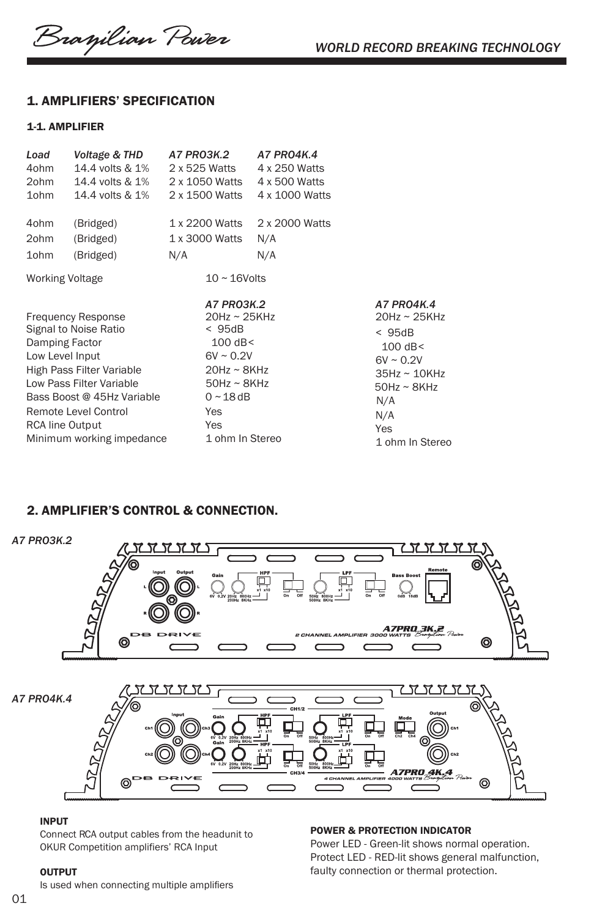# 1. AMPLIFIERS' SPECIFICATION

## 1-1. AMPLIFIER

| *Load* | *Voltage & THD* | *A7 PRO3K.2* | *A7 PRO4K.4* |
|---|---|---|---|
| 4ohm | 14.4 volts & 1% | 2 x 525 Watts | 4 x 250 Watts |
| 2ohm | 14.4 volts & 1% | 2 x 1050 Watts | 4 x 500 Watts |
| 1ohm | 14.4 volts & 1% | 2 x 1500 Watts | 4 x 1000 Watts |
| 4ohm | (Bridged) | 1 x 2200 Watts | 2 x 2000 Watts |
| 2ohm | (Bridged) | 1 x 3000 Watts | N/A |
| 1ohm | (Bridged) | N/A | N/A |

Working Voltage 10 ~ 16Volts

| | *A7 PRO3K.2* | *A7 PRO4K.4* |
|---|---|---|
| Frequency Response | 20Hz ~ 25KHz | 20Hz ~ 25KHz |
| Signal to Noise Ratio | < 95dB | < 95dB |
| Damping Factor | 100 dB< | 100 dB< |
| Low Level Input | 6V ~ 0.2V | 6V ~ 0.2V |
| High Pass Filter Variable | 20Hz ~ 8KHz | 35Hz ~ 10KHz |
| Low Pass Filter Variable | 50Hz ~ 8KHz | 50Hz ~ 8KHz |
| Bass Boost @ 45Hz Variable | 0 ~ 18 dB | N/A |
| Remote Level Control | Yes | N/A |
| RCA line Output | Yes | Yes |
| Minimum working impedance | 1 ohm In Stereo | 1 ohm In Stereo |

# 2. AMPLIFIER'S CONTROL & CONNECTION.

*A7 PRO3K.2*

*A7 PRO4K.4*

**INPUT**

Connect RCA output cables from the headunit to OKUR Competition amplifiers' RCA Input

**OUTPUT**

Is used when connecting multiple amplifiers

**POWER & PROTECTION INDICATOR**

Power LED - Green-lit shows normal operation.
Protect LED - RED-lit shows general malfunction, faulty connection or thermal protection.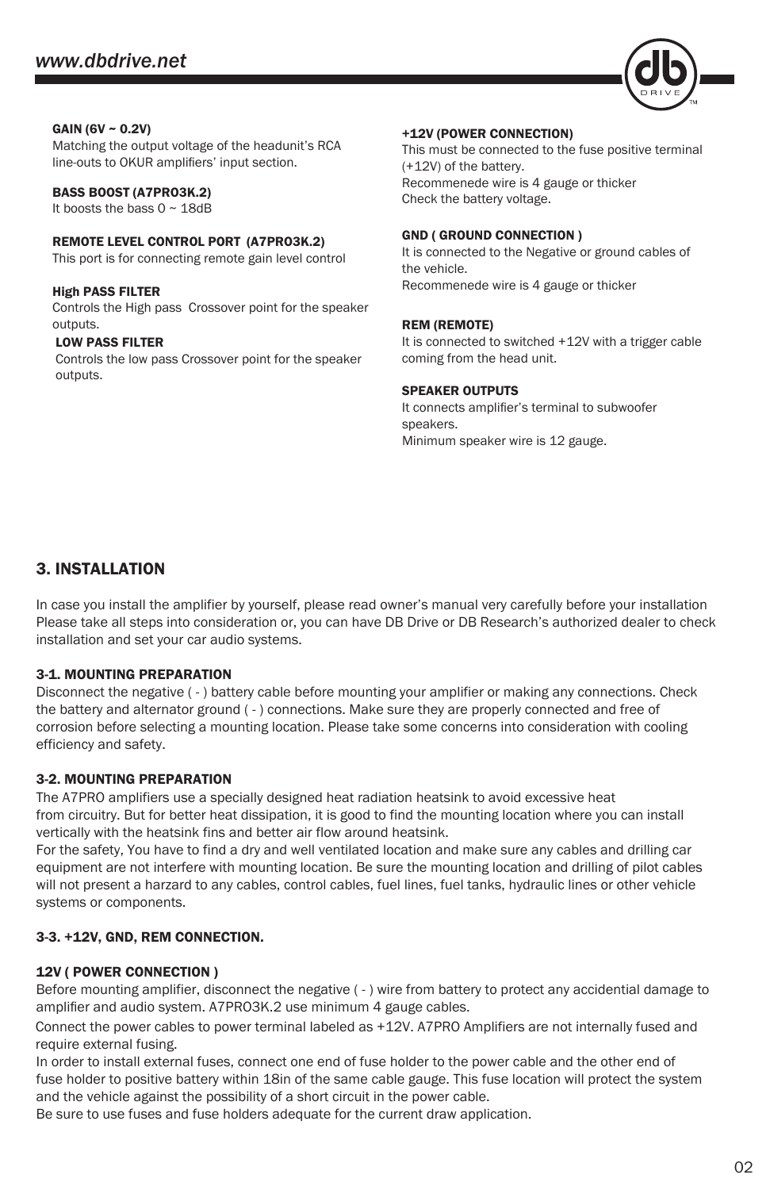**GAIN (6V ~ 0.2V)**
Matching the output voltage of the headunit's RCA line-outs to OKUR amplifiers' input section.

**BASS BOOST (A7PRO3K.2)**
It boosts the bass 0 ~ 18dB

**REMOTE LEVEL CONTROL PORT (A7PRO3K.2)**
This port is for connecting remote gain level control

**High PASS FILTER**
Controls the High pass Crossover point for the speaker outputs.

**LOW PASS FILTER**
Controls the low pass Crossover point for the speaker outputs.

**+12V (POWER CONNECTION)**
This must be connected to the fuse positive terminal (+12V) of the battery.
Recommenede wire is 4 gauge or thicker
Check the battery voltage.

**GND ( GROUND CONNECTION )**
It is connected to the Negative or ground cables of the vehicle.
Recommenede wire is 4 gauge or thicker

**REM (REMOTE)**
It is connected to switched +12V with a trigger cable coming from the head unit.

**SPEAKER OUTPUTS**
It connects amplifier's terminal to subwoofer speakers.
Minimum speaker wire is 12 gauge.

## 3. INSTALLATION

In case you install the amplifier by yourself, please read owner's manual very carefully before your installation Please take all steps into consideration or, you can have DB Drive or DB Research's authorized dealer to check installation and set your car audio systems.

### 3-1. MOUNTING PREPARATION

Disconnect the negative ( - ) battery cable before mounting your amplifier or making any connections. Check the battery and alternator ground ( - ) connections. Make sure they are properly connected and free of corrosion before selecting a mounting location. Please take some concerns into consideration with cooling efficiency and safety.

### 3-2. MOUNTING PREPARATION

The A7PRO amplifiers use a specially designed heat radiation heatsink to avoid excessive heat from circuitry. But for better heat dissipation, it is good to find the mounting location where you can install vertically with the heatsink fins and better air flow around heatsink.
For the safety, You have to find a dry and well ventilated location and make sure any cables and drilling car equipment are not interfere with mounting location. Be sure the mounting location and drilling of pilot cables will not present a harzard to any cables, control cables, fuel lines, fuel tanks, hydraulic lines or other vehicle systems or components.

### 3-3. +12V, GND, REM CONNECTION.

**12V ( POWER CONNECTION )**
Before mounting amplifier, disconnect the negative ( - ) wire from battery to protect any accidential damage to amplifier and audio system. A7PRO3K.2 use minimum 4 gauge cables.
Connect the power cables to power terminal labeled as +12V. A7PRO Amplifiers are not internally fused and require external fusing.
In order to install external fuses, connect one end of fuse holder to the power cable and the other end of fuse holder to positive battery within 18in of the same cable gauge. This fuse location will protect the system and the vehicle against the possibility of a short circuit in the power cable.
Be sure to use fuses and fuse holders adequate for the current draw application.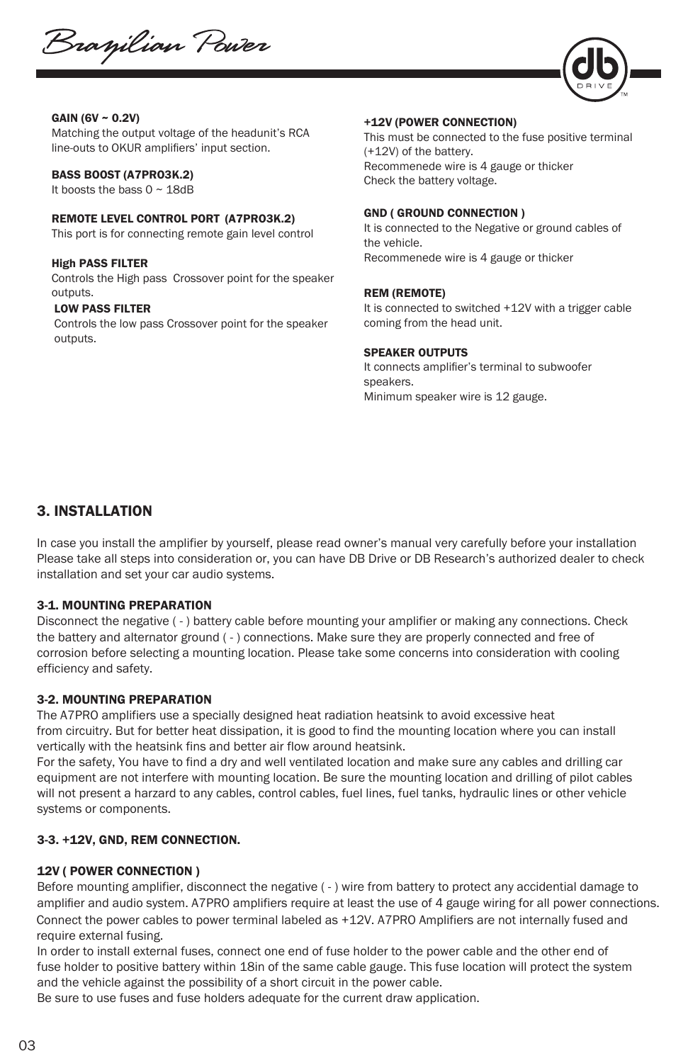**GAIN (6V ~ 0.2V)**
Matching the output voltage of the headunit's RCA line-outs to OKUR amplifiers' input section.

**BASS BOOST (A7PRO3K.2)**
It boosts the bass 0 ~ 18dB

**REMOTE LEVEL CONTROL PORT (A7PRO3K.2)**
This port is for connecting remote gain level control

**High PASS FILTER**
Controls the High pass Crossover point for the speaker outputs.

**LOW PASS FILTER**
Controls the low pass Crossover point for the speaker outputs.

**+12V (POWER CONNECTION)**
This must be connected to the fuse positive terminal (+12V) of the battery.
Recommenede wire is 4 gauge or thicker
Check the battery voltage.

**GND ( GROUND CONNECTION )**
It is connected to the Negative or ground cables of the vehicle.
Recommenede wire is 4 gauge or thicker

**REM (REMOTE)**
It is connected to switched +12V with a trigger cable coming from the head unit.

**SPEAKER OUTPUTS**
It connects amplifier's terminal to subwoofer speakers.
Minimum speaker wire is 12 gauge.

## 3. INSTALLATION

In case you install the amplifier by yourself, please read owner's manual very carefully before your installation Please take all steps into consideration or, you can have DB Drive or DB Research's authorized dealer to check installation and set your car audio systems.

### 3-1. MOUNTING PREPARATION

Disconnect the negative ( - ) battery cable before mounting your amplifier or making any connections. Check the battery and alternator ground ( - ) connections. Make sure they are properly connected and free of corrosion before selecting a mounting location. Please take some concerns into consideration with cooling efficiency and safety.

### 3-2. MOUNTING PREPARATION

The A7PRO amplifiers use a specially designed heat radiation heatsink to avoid excessive heat from circuitry. But for better heat dissipation, it is good to find the mounting location where you can install vertically with the heatsink fins and better air flow around heatsink.
For the safety, You have to find a dry and well ventilated location and make sure any cables and drilling car equipment are not interfere with mounting location. Be sure the mounting location and drilling of pilot cables will not present a harzard to any cables, control cables, fuel lines, fuel tanks, hydraulic lines or other vehicle systems or components.

### 3-3. +12V, GND, REM CONNECTION.

**12V ( POWER CONNECTION )**

Before mounting amplifier, disconnect the negative ( - ) wire from battery to protect any accidential damage to amplifier and audio system. A7PRO amplifiers require at least the use of 4 gauge wiring for all power connections. Connect the power cables to power terminal labeled as +12V. A7PRO Amplifiers are not internally fused and require external fusing.
In order to install external fuses, connect one end of fuse holder to the power cable and the other end of fuse holder to positive battery within 18in of the same cable gauge. This fuse location will protect the system and the vehicle against the possibility of a short circuit in the power cable.
Be sure to use fuses and fuse holders adequate for the current draw application.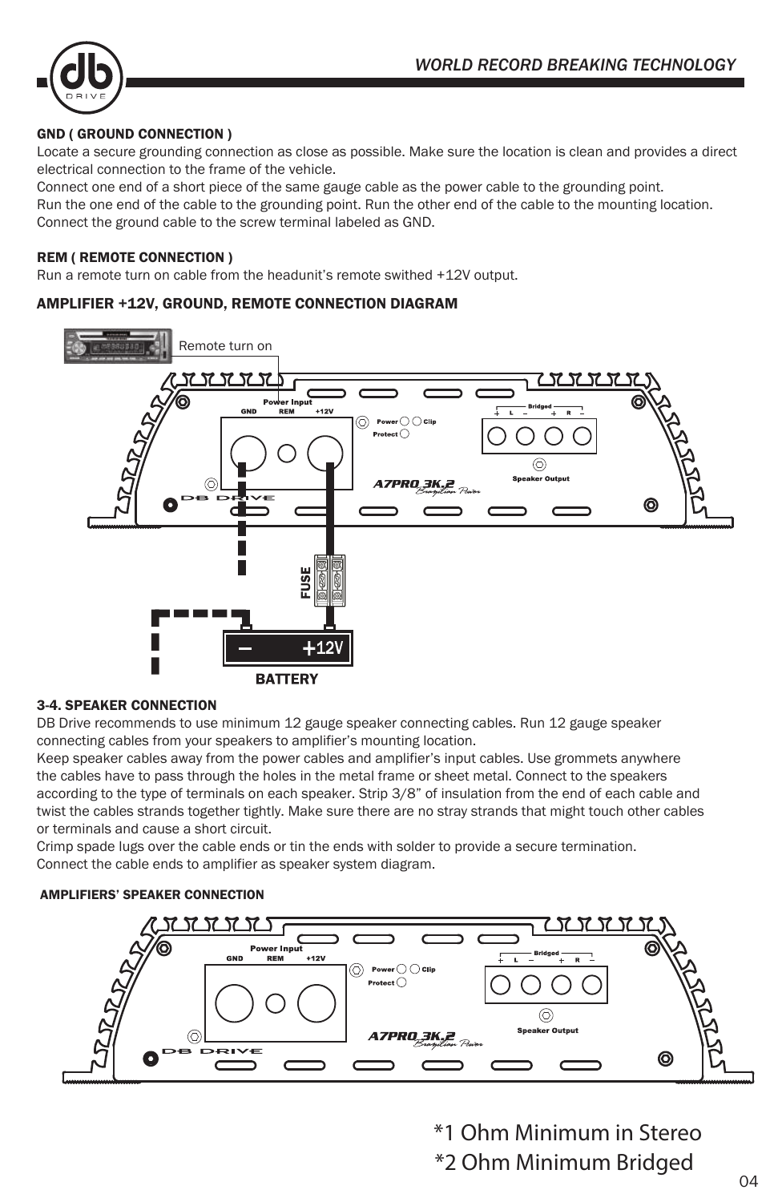### GND ( GROUND CONNECTION )

Locate a secure grounding connection as close as possible. Make sure the location is clean and provides a direct electrical connection to the frame of the vehicle.
Connect one end of a short piece of the same gauge cable as the power cable to the grounding point.
Run the one end of the cable to the grounding point. Run the other end of the cable to the mounting location.
Connect the ground cable to the screw terminal labeled as GND.

### REM ( REMOTE CONNECTION )

Run a remote turn on cable from the headunit's remote swithed +12V output.

### AMPLIFIER +12V, GROUND, REMOTE CONNECTION DIAGRAM

### 3-4. SPEAKER CONNECTION

DB Drive recommends to use minimum 12 gauge speaker connecting cables. Run 12 gauge speaker connecting cables from your speakers to amplifier's mounting location.
Keep speaker cables away from the power cables and amplifier's input cables. Use grommets anywhere the cables have to pass through the holes in the metal frame or sheet metal. Connect to the speakers according to the type of terminals on each speaker. Strip 3/8" of insulation from the end of each cable and twist the cables strands together tightly. Make sure there are no stray strands that might touch other cables or terminals and cause a short circuit.
Crimp spade lugs over the cable ends or tin the ends with solder to provide a secure termination.
Connect the cable ends to amplifier as speaker system diagram.

### AMPLIFIERS' SPEAKER CONNECTION

*1 Ohm Minimum in Stereo
*2 Ohm Minimum Bridged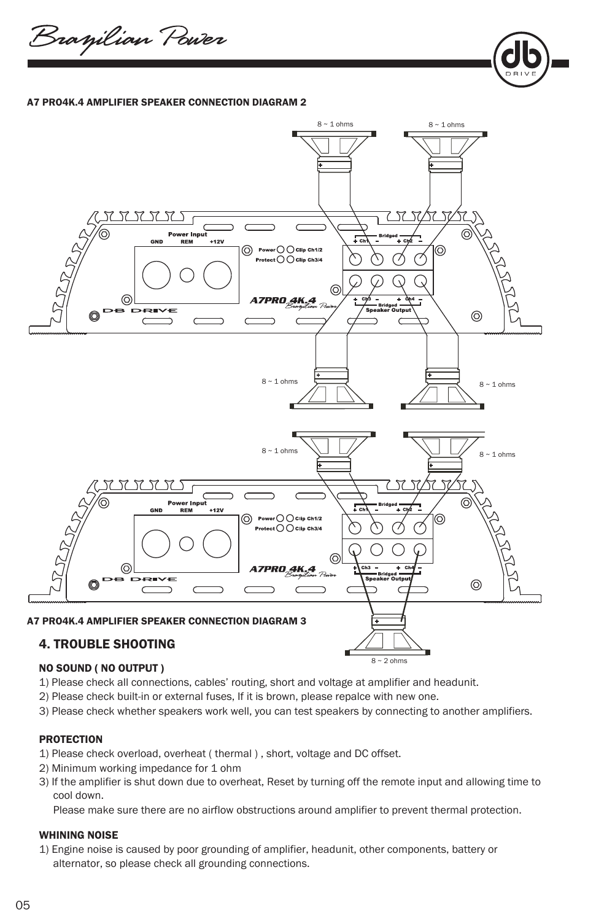### A7 PRO4K.4 AMPLIFIER SPEAKER CONNECTION DIAGRAM 2

### A7 PRO4K.4 AMPLIFIER SPEAKER CONNECTION DIAGRAM 3

## 4. TROUBLE SHOOTING

**NO SOUND ( NO OUTPUT )**

1) Please check all connections, cables' routing, short and voltage at amplifier and headunit.
2) Please check built-in or external fuses, If it is brown, please repalce with new one.
3) Please check whether speakers work well, you can test speakers by connecting to another amplifiers.

**PROTECTION**

1) Please check overload, overheat ( thermal ) , short, voltage and DC offset.
2) Minimum working impedance for 1 ohm
3) If the amplifier is shut down due to overheat, Reset by turning off the remote input and allowing time to cool down.
   Please make sure there are no airflow obstructions around amplifier to prevent thermal protection.

**WHINING NOISE**

1) Engine noise is caused by poor grounding of amplifier, headunit, other components, battery or alternator, so please check all grounding connections.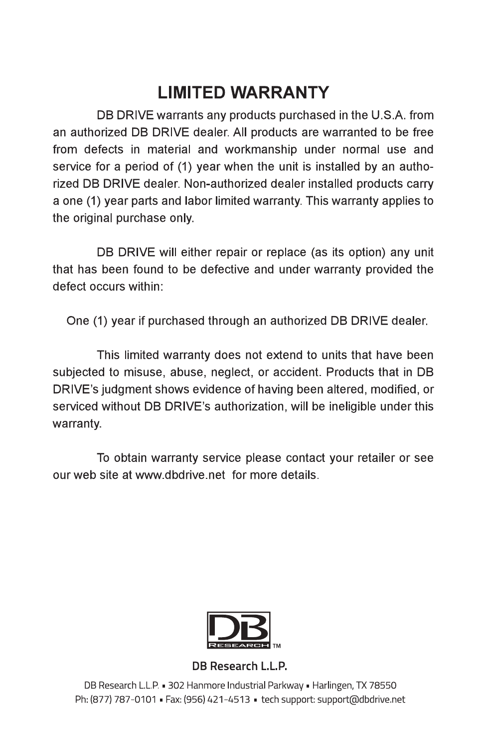# LIMITED WARRANTY

DB DRIVE warrants any products purchased in the U.S.A. from an authorized DB DRIVE dealer. All products are warranted to be free from defects in material and workmanship under normal use and service for a period of (1) year when the unit is installed by an authorized DB DRIVE dealer. Non-authorized dealer installed products carry a one (1) year parts and labor limited warranty. This warranty applies to the original purchase only.

DB DRIVE will either repair or replace (as its option) any unit that has been found to be defective and under warranty provided the defect occurs within:

One (1) year if purchased through an authorized DB DRIVE dealer.

This limited warranty does not extend to units that have been subjected to misuse, abuse, neglect, or accident. Products that in DB DRIVE's judgment shows evidence of having been altered, modified, or serviced without DB DRIVE's authorization, will be ineligible under this warranty.

To obtain warranty service please contact your retailer or see our web site at www.dbdrive.net for more details.

DB RESEARCH TM

**DB Research L.L.P.**

DB Research L.L.P. • 302 Hanmore Industrial Parkway • Harlingen, TX 78550
Ph: (877) 787-0101 • Fax: (956) 421-4513 • tech support: support@dbdrive.net